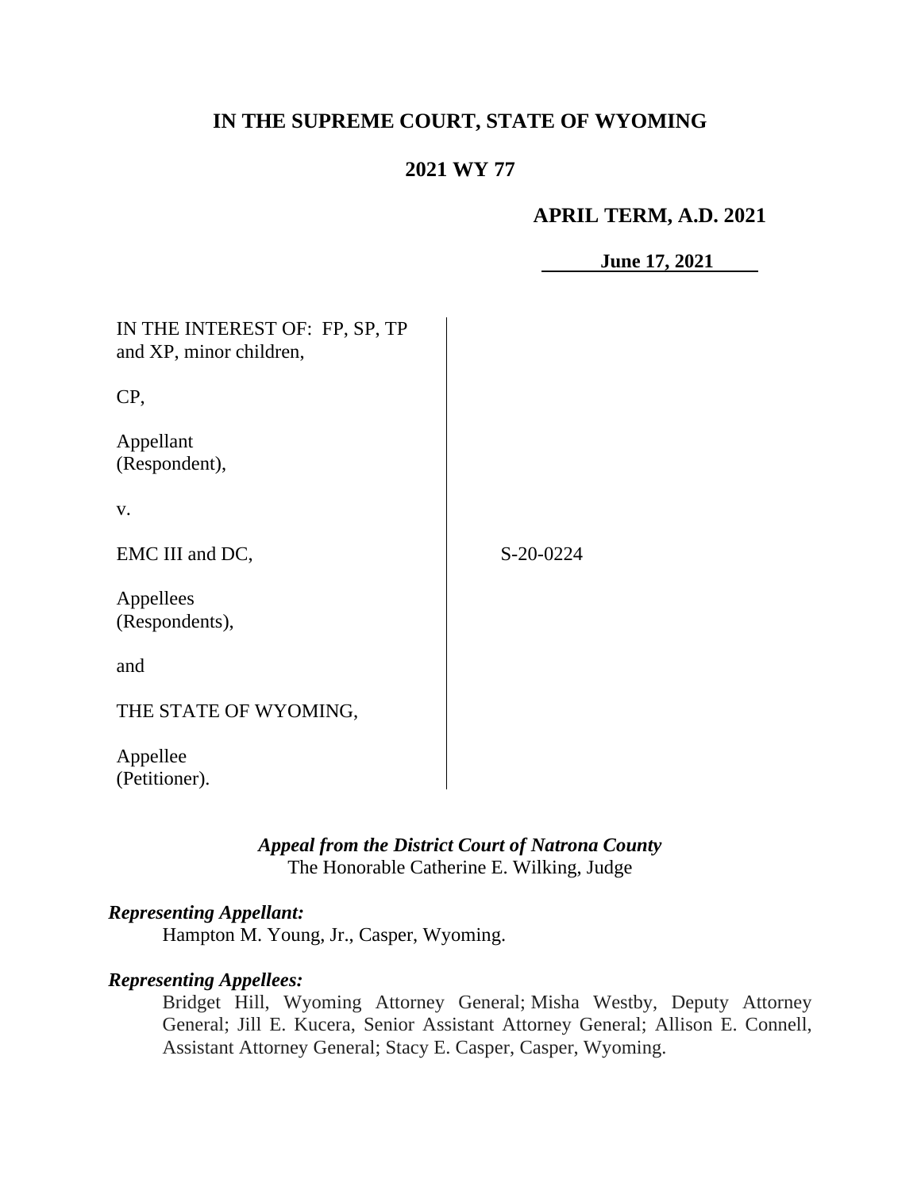# IN THE SUPREME COURT, STATE OF WYOMING

## 2021 WY 77

**APRIL TERM, A.D. 2021**

**June 17, 2021**

IN THE INTEREST OF: FP, SP, TP and XP, minor children,

CP,

Appellant
(Respondent),

v.

EMC III and DC,

Appellees
(Respondents),

and

THE STATE OF WYOMING,

Appellee
(Petitioner).

S-20-0224

***Appeal from the District Court of Natrona County***
The Honorable Catherine E. Wilking, Judge

***Representing Appellant:***
Hampton M. Young, Jr., Casper, Wyoming.

***Representing Appellees:***
Bridget Hill, Wyoming Attorney General; Misha Westby, Deputy Attorney General; Jill E. Kucera, Senior Assistant Attorney General; Allison E. Connell, Assistant Attorney General; Stacy E. Casper, Casper, Wyoming.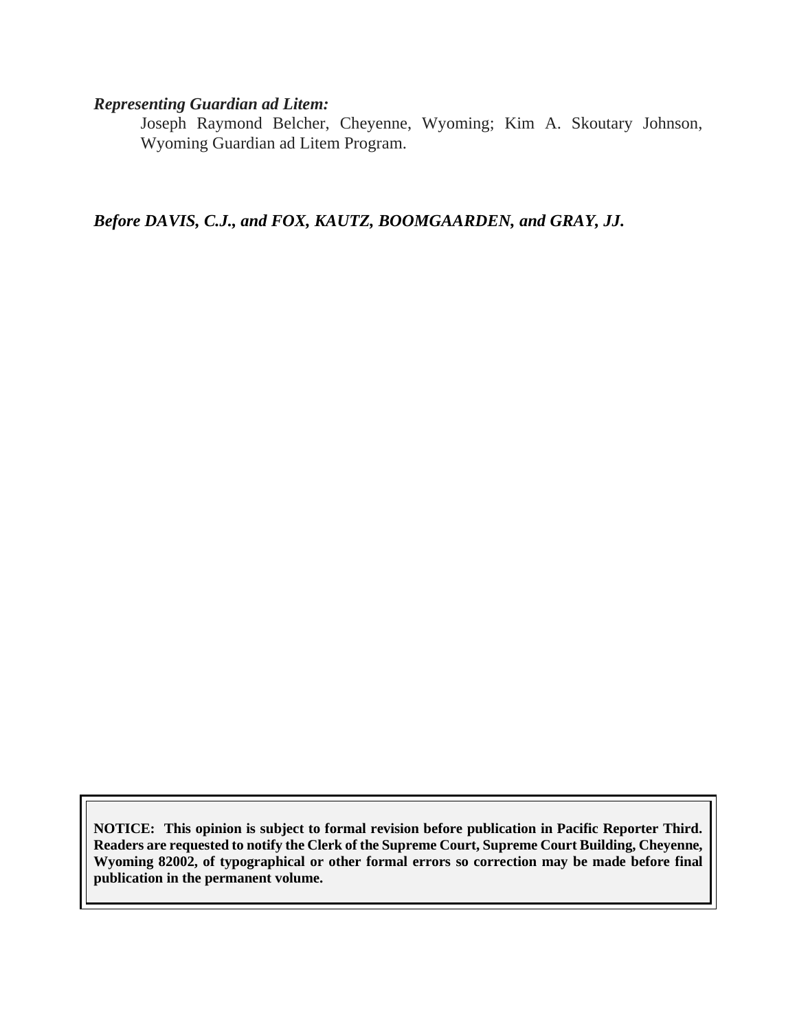*Representing Guardian ad Litem:*

Joseph Raymond Belcher, Cheyenne, Wyoming; Kim A. Skoutary Johnson, Wyoming Guardian ad Litem Program.

***Before DAVIS, C.J., and FOX, KAUTZ, BOOMGAARDEN, and GRAY, JJ.***

**NOTICE: This opinion is subject to formal revision before publication in Pacific Reporter Third. Readers are requested to notify the Clerk of the Supreme Court, Supreme Court Building, Cheyenne, Wyoming 82002, of typographical or other formal errors so correction may be made before final publication in the permanent volume.**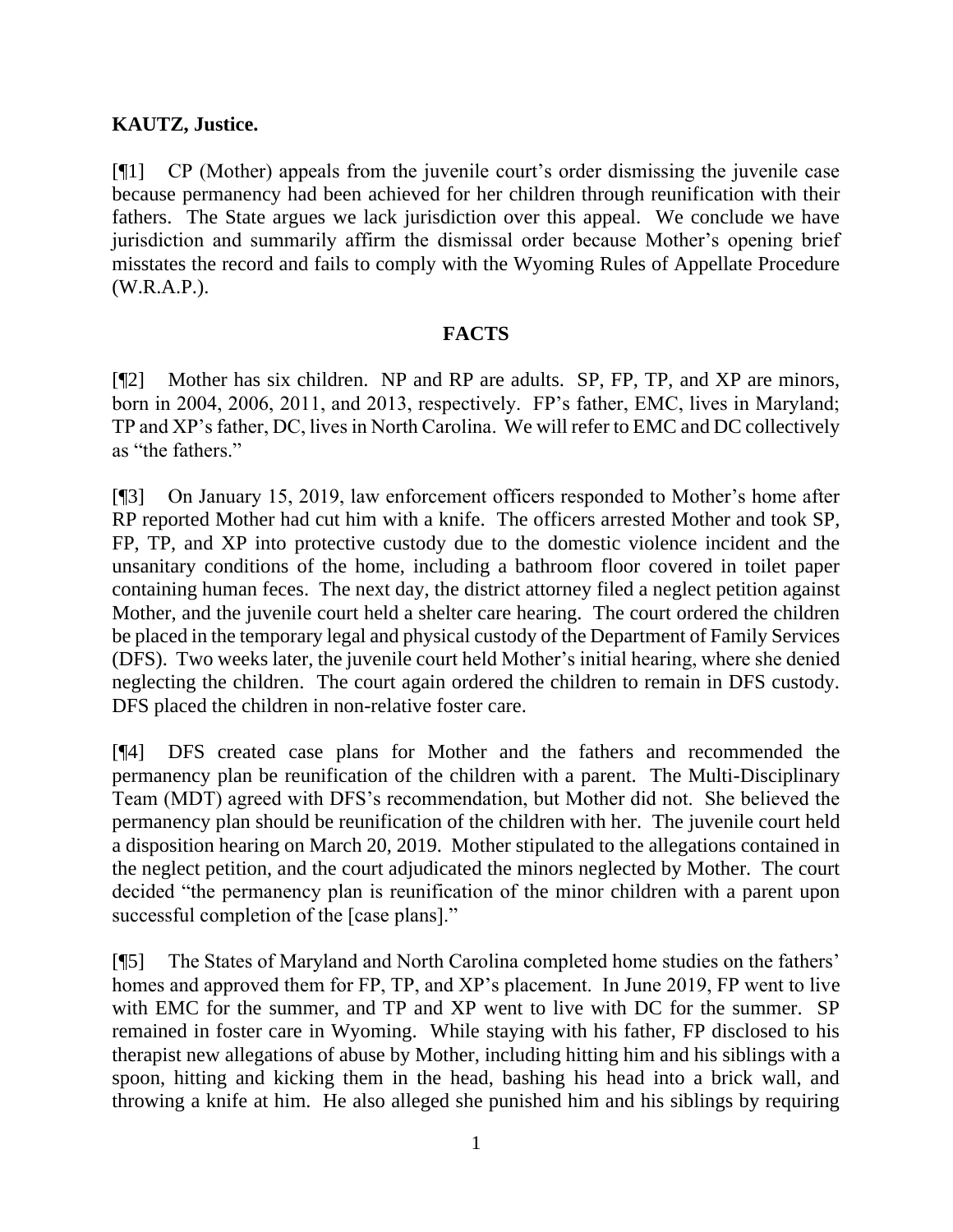**KAUTZ, Justice.**

[¶1] CP (Mother) appeals from the juvenile court's order dismissing the juvenile case because permanency had been achieved for her children through reunification with their fathers. The State argues we lack jurisdiction over this appeal. We conclude we have jurisdiction and summarily affirm the dismissal order because Mother's opening brief misstates the record and fails to comply with the Wyoming Rules of Appellate Procedure (W.R.A.P.).

## FACTS

[¶2] Mother has six children. NP and RP are adults. SP, FP, TP, and XP are minors, born in 2004, 2006, 2011, and 2013, respectively. FP's father, EMC, lives in Maryland; TP and XP's father, DC, lives in North Carolina. We will refer to EMC and DC collectively as "the fathers."

[¶3] On January 15, 2019, law enforcement officers responded to Mother's home after RP reported Mother had cut him with a knife. The officers arrested Mother and took SP, FP, TP, and XP into protective custody due to the domestic violence incident and the unsanitary conditions of the home, including a bathroom floor covered in toilet paper containing human feces. The next day, the district attorney filed a neglect petition against Mother, and the juvenile court held a shelter care hearing. The court ordered the children be placed in the temporary legal and physical custody of the Department of Family Services (DFS). Two weeks later, the juvenile court held Mother's initial hearing, where she denied neglecting the children. The court again ordered the children to remain in DFS custody. DFS placed the children in non-relative foster care.

[¶4] DFS created case plans for Mother and the fathers and recommended the permanency plan be reunification of the children with a parent. The Multi-Disciplinary Team (MDT) agreed with DFS's recommendation, but Mother did not. She believed the permanency plan should be reunification of the children with her. The juvenile court held a disposition hearing on March 20, 2019. Mother stipulated to the allegations contained in the neglect petition, and the court adjudicated the minors neglected by Mother. The court decided "the permanency plan is reunification of the minor children with a parent upon successful completion of the [case plans]."

[¶5] The States of Maryland and North Carolina completed home studies on the fathers' homes and approved them for FP, TP, and XP's placement. In June 2019, FP went to live with EMC for the summer, and TP and XP went to live with DC for the summer. SP remained in foster care in Wyoming. While staying with his father, FP disclosed to his therapist new allegations of abuse by Mother, including hitting him and his siblings with a spoon, hitting and kicking them in the head, bashing his head into a brick wall, and throwing a knife at him. He also alleged she punished him and his siblings by requiring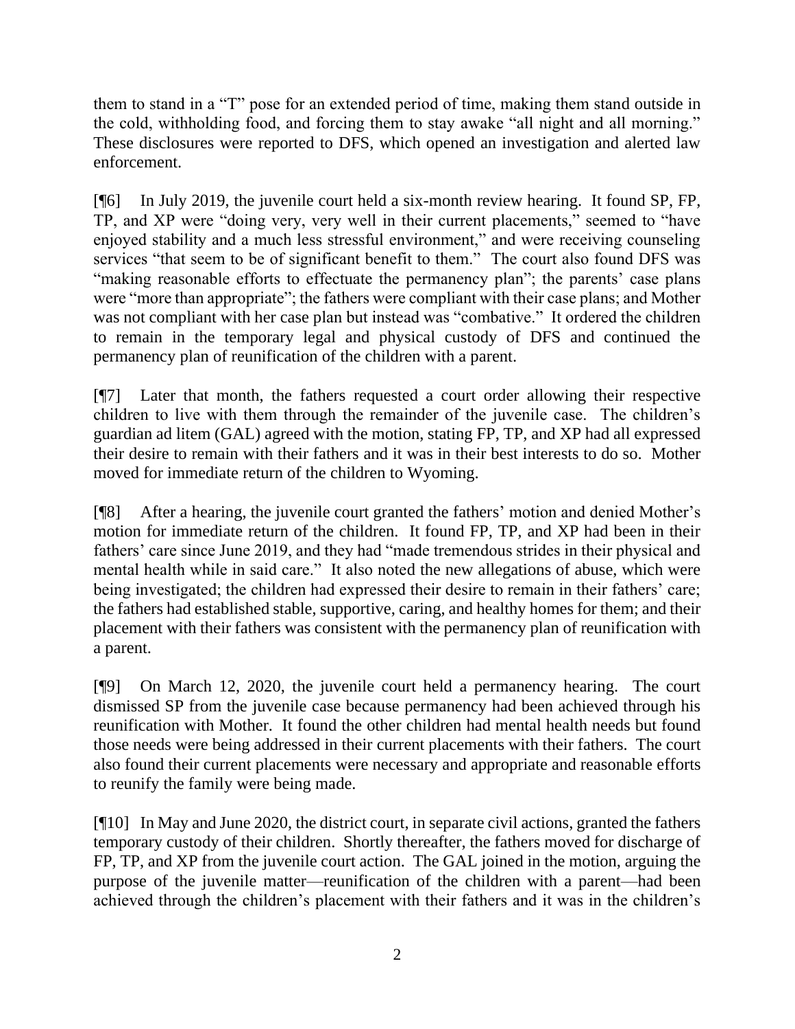them to stand in a "T" pose for an extended period of time, making them stand outside in the cold, withholding food, and forcing them to stay awake "all night and all morning." These disclosures were reported to DFS, which opened an investigation and alerted law enforcement.

[¶6] In July 2019, the juvenile court held a six-month review hearing. It found SP, FP, TP, and XP were "doing very, very well in their current placements," seemed to "have enjoyed stability and a much less stressful environment," and were receiving counseling services "that seem to be of significant benefit to them." The court also found DFS was "making reasonable efforts to effectuate the permanency plan"; the parents' case plans were "more than appropriate"; the fathers were compliant with their case plans; and Mother was not compliant with her case plan but instead was "combative." It ordered the children to remain in the temporary legal and physical custody of DFS and continued the permanency plan of reunification of the children with a parent.

[¶7] Later that month, the fathers requested a court order allowing their respective children to live with them through the remainder of the juvenile case. The children's guardian ad litem (GAL) agreed with the motion, stating FP, TP, and XP had all expressed their desire to remain with their fathers and it was in their best interests to do so. Mother moved for immediate return of the children to Wyoming.

[¶8] After a hearing, the juvenile court granted the fathers' motion and denied Mother's motion for immediate return of the children. It found FP, TP, and XP had been in their fathers' care since June 2019, and they had "made tremendous strides in their physical and mental health while in said care." It also noted the new allegations of abuse, which were being investigated; the children had expressed their desire to remain in their fathers' care; the fathers had established stable, supportive, caring, and healthy homes for them; and their placement with their fathers was consistent with the permanency plan of reunification with a parent.

[¶9] On March 12, 2020, the juvenile court held a permanency hearing. The court dismissed SP from the juvenile case because permanency had been achieved through his reunification with Mother. It found the other children had mental health needs but found those needs were being addressed in their current placements with their fathers. The court also found their current placements were necessary and appropriate and reasonable efforts to reunify the family were being made.

[¶10] In May and June 2020, the district court, in separate civil actions, granted the fathers temporary custody of their children. Shortly thereafter, the fathers moved for discharge of FP, TP, and XP from the juvenile court action. The GAL joined in the motion, arguing the purpose of the juvenile matter—reunification of the children with a parent—had been achieved through the children's placement with their fathers and it was in the children's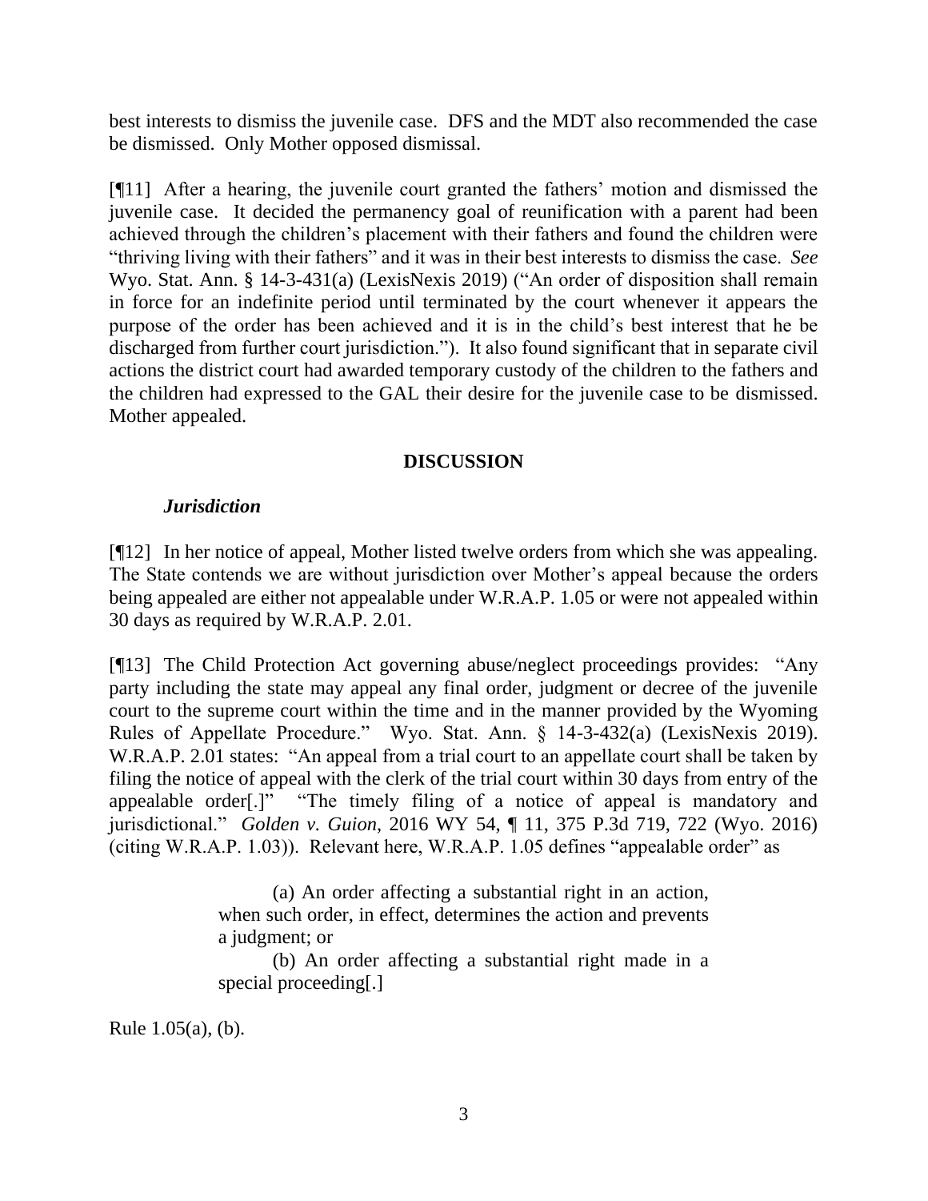best interests to dismiss the juvenile case. DFS and the MDT also recommended the case be dismissed. Only Mother opposed dismissal.

[¶11] After a hearing, the juvenile court granted the fathers' motion and dismissed the juvenile case. It decided the permanency goal of reunification with a parent had been achieved through the children's placement with their fathers and found the children were "thriving living with their fathers" and it was in their best interests to dismiss the case. *See* Wyo. Stat. Ann. § 14-3-431(a) (LexisNexis 2019) ("An order of disposition shall remain in force for an indefinite period until terminated by the court whenever it appears the purpose of the order has been achieved and it is in the child's best interest that he be discharged from further court jurisdiction."). It also found significant that in separate civil actions the district court had awarded temporary custody of the children to the fathers and the children had expressed to the GAL their desire for the juvenile case to be dismissed. Mother appealed.

## DISCUSSION

### *Jurisdiction*

[¶12] In her notice of appeal, Mother listed twelve orders from which she was appealing. The State contends we are without jurisdiction over Mother's appeal because the orders being appealed are either not appealable under W.R.A.P. 1.05 or were not appealed within 30 days as required by W.R.A.P. 2.01.

[¶13] The Child Protection Act governing abuse/neglect proceedings provides: "Any party including the state may appeal any final order, judgment or decree of the juvenile court to the supreme court within the time and in the manner provided by the Wyoming Rules of Appellate Procedure." Wyo. Stat. Ann. § 14-3-432(a) (LexisNexis 2019). W.R.A.P. 2.01 states: "An appeal from a trial court to an appellate court shall be taken by filing the notice of appeal with the clerk of the trial court within 30 days from entry of the appealable order[.]" "The timely filing of a notice of appeal is mandatory and jurisdictional." *Golden v. Guion*, 2016 WY 54, ¶ 11, 375 P.3d 719, 722 (Wyo. 2016) (citing W.R.A.P. 1.03)). Relevant here, W.R.A.P. 1.05 defines "appealable order" as

> (a) An order affecting a substantial right in an action, when such order, in effect, determines the action and prevents a judgment; or
>
> (b) An order affecting a substantial right made in a special proceeding[.]

Rule 1.05(a), (b).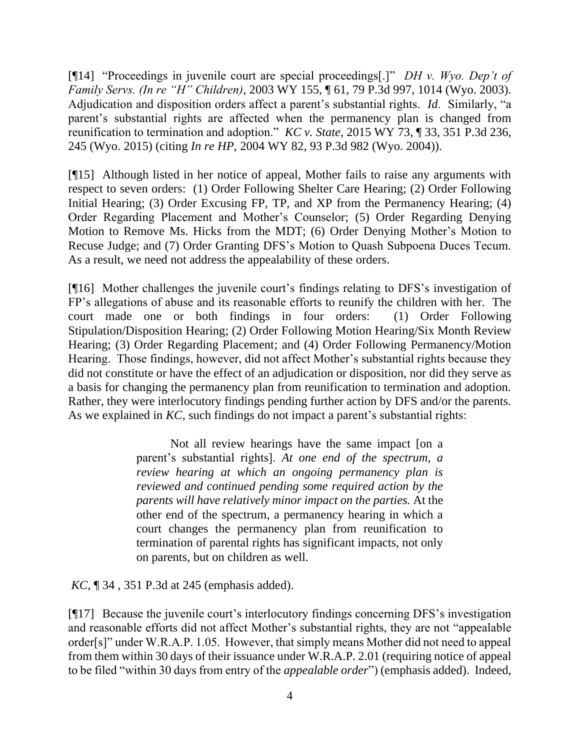[¶14] "Proceedings in juvenile court are special proceedings[.]" *DH v. Wyo. Dep't of Family Servs. (In re "H" Children)*, 2003 WY 155, ¶ 61, 79 P.3d 997, 1014 (Wyo. 2003). Adjudication and disposition orders affect a parent's substantial rights. *Id*. Similarly, "a parent's substantial rights are affected when the permanency plan is changed from reunification to termination and adoption." *KC v. State*, 2015 WY 73, ¶ 33, 351 P.3d 236, 245 (Wyo. 2015) (citing *In re HP*, 2004 WY 82, 93 P.3d 982 (Wyo. 2004)).

[¶15] Although listed in her notice of appeal, Mother fails to raise any arguments with respect to seven orders: (1) Order Following Shelter Care Hearing; (2) Order Following Initial Hearing; (3) Order Excusing FP, TP, and XP from the Permanency Hearing; (4) Order Regarding Placement and Mother's Counselor; (5) Order Regarding Denying Motion to Remove Ms. Hicks from the MDT; (6) Order Denying Mother's Motion to Recuse Judge; and (7) Order Granting DFS's Motion to Quash Subpoena Duces Tecum. As a result, we need not address the appealability of these orders.

[¶16] Mother challenges the juvenile court's findings relating to DFS's investigation of FP's allegations of abuse and its reasonable efforts to reunify the children with her. The court made one or both findings in four orders: (1) Order Following Stipulation/Disposition Hearing; (2) Order Following Motion Hearing/Six Month Review Hearing; (3) Order Regarding Placement; and (4) Order Following Permanency/Motion Hearing. Those findings, however, did not affect Mother's substantial rights because they did not constitute or have the effect of an adjudication or disposition, nor did they serve as a basis for changing the permanency plan from reunification to termination and adoption. Rather, they were interlocutory findings pending further action by DFS and/or the parents. As we explained in *KC*, such findings do not impact a parent's substantial rights:

> Not all review hearings have the same impact [on a parent's substantial rights]. *At one end of the spectrum, a review hearing at which an ongoing permanency plan is reviewed and continued pending some required action by the parents will have relatively minor impact on the parties.* At the other end of the spectrum, a permanency hearing in which a court changes the permanency plan from reunification to termination of parental rights has significant impacts, not only on parents, but on children as well.

*KC*, ¶ 34 , 351 P.3d at 245 (emphasis added).

[¶17] Because the juvenile court's interlocutory findings concerning DFS's investigation and reasonable efforts did not affect Mother's substantial rights, they are not "appealable order[s]" under W.R.A.P. 1.05. However, that simply means Mother did not need to appeal from them within 30 days of their issuance under W.R.A.P. 2.01 (requiring notice of appeal to be filed "within 30 days from entry of the *appealable order*") (emphasis added). Indeed,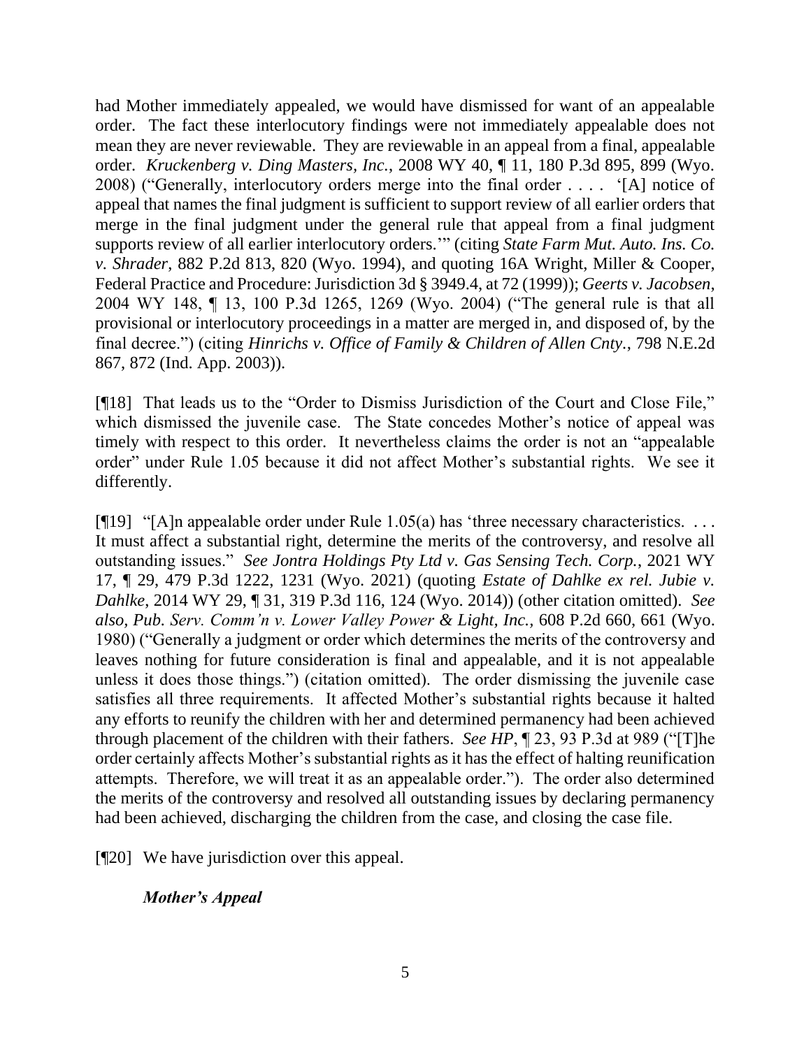had Mother immediately appealed, we would have dismissed for want of an appealable order. The fact these interlocutory findings were not immediately appealable does not mean they are never reviewable. They are reviewable in an appeal from a final, appealable order. *Kruckenberg v. Ding Masters, Inc.*, 2008 WY 40, ¶ 11, 180 P.3d 895, 899 (Wyo. 2008) ("Generally, interlocutory orders merge into the final order . . . . '[A] notice of appeal that names the final judgment is sufficient to support review of all earlier orders that merge in the final judgment under the general rule that appeal from a final judgment supports review of all earlier interlocutory orders.'" (citing *State Farm Mut. Auto. Ins. Co. v. Shrader*, 882 P.2d 813, 820 (Wyo. 1994), and quoting 16A Wright, Miller & Cooper, Federal Practice and Procedure: Jurisdiction 3d § 3949.4, at 72 (1999)); *Geerts v. Jacobsen*, 2004 WY 148, ¶ 13, 100 P.3d 1265, 1269 (Wyo. 2004) ("The general rule is that all provisional or interlocutory proceedings in a matter are merged in, and disposed of, by the final decree.") (citing *Hinrichs v. Office of Family & Children of Allen Cnty.*, 798 N.E.2d 867, 872 (Ind. App. 2003)).

[¶18] That leads us to the "Order to Dismiss Jurisdiction of the Court and Close File," which dismissed the juvenile case. The State concedes Mother's notice of appeal was timely with respect to this order. It nevertheless claims the order is not an "appealable order" under Rule 1.05 because it did not affect Mother's substantial rights. We see it differently.

[¶19] "[A]n appealable order under Rule 1.05(a) has 'three necessary characteristics. . . . It must affect a substantial right, determine the merits of the controversy, and resolve all outstanding issues." *See Jontra Holdings Pty Ltd v. Gas Sensing Tech. Corp.*, 2021 WY 17, ¶ 29, 479 P.3d 1222, 1231 (Wyo. 2021) (quoting *Estate of Dahlke ex rel. Jubie v. Dahlke*, 2014 WY 29, ¶ 31, 319 P.3d 116, 124 (Wyo. 2014)) (other citation omitted). *See also, Pub. Serv. Comm'n v. Lower Valley Power & Light, Inc.*, 608 P.2d 660, 661 (Wyo. 1980) ("Generally a judgment or order which determines the merits of the controversy and leaves nothing for future consideration is final and appealable, and it is not appealable unless it does those things.") (citation omitted). The order dismissing the juvenile case satisfies all three requirements. It affected Mother's substantial rights because it halted any efforts to reunify the children with her and determined permanency had been achieved through placement of the children with their fathers. *See HP*, ¶ 23, 93 P.3d at 989 ("[T]he order certainly affects Mother's substantial rights as it has the effect of halting reunification attempts. Therefore, we will treat it as an appealable order."). The order also determined the merits of the controversy and resolved all outstanding issues by declaring permanency had been achieved, discharging the children from the case, and closing the case file.

[¶20] We have jurisdiction over this appeal.

***Mother's Appeal***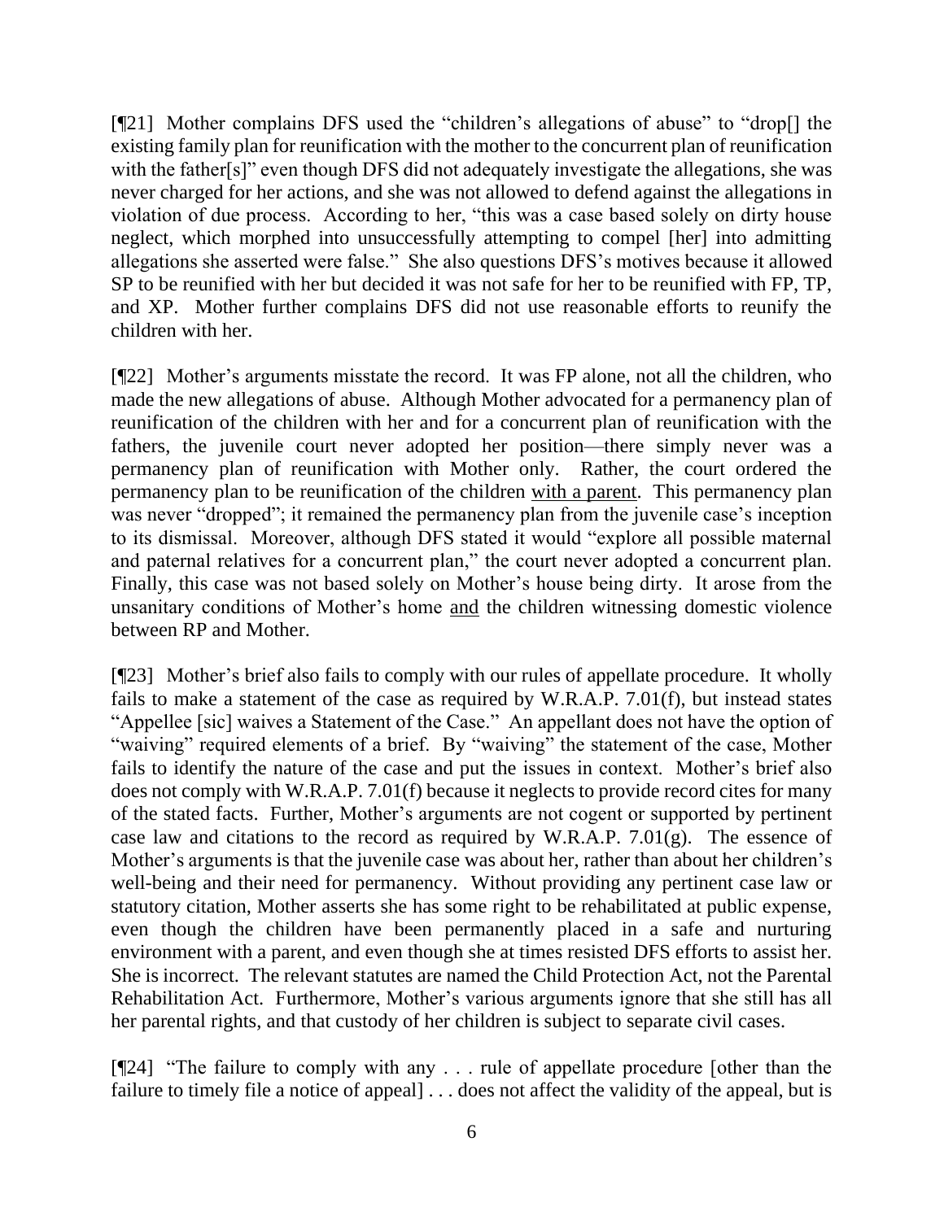[¶21] Mother complains DFS used the "children's allegations of abuse" to "drop[] the existing family plan for reunification with the mother to the concurrent plan of reunification with the father[s]" even though DFS did not adequately investigate the allegations, she was never charged for her actions, and she was not allowed to defend against the allegations in violation of due process. According to her, "this was a case based solely on dirty house neglect, which morphed into unsuccessfully attempting to compel [her] into admitting allegations she asserted were false." She also questions DFS's motives because it allowed SP to be reunified with her but decided it was not safe for her to be reunified with FP, TP, and XP. Mother further complains DFS did not use reasonable efforts to reunify the children with her.

[¶22] Mother's arguments misstate the record. It was FP alone, not all the children, who made the new allegations of abuse. Although Mother advocated for a permanency plan of reunification of the children with her and for a concurrent plan of reunification with the fathers, the juvenile court never adopted her position—there simply never was a permanency plan of reunification with Mother only. Rather, the court ordered the permanency plan to be reunification of the children <u>with a parent</u>. This permanency plan was never "dropped"; it remained the permanency plan from the juvenile case's inception to its dismissal. Moreover, although DFS stated it would "explore all possible maternal and paternal relatives for a concurrent plan," the court never adopted a concurrent plan. Finally, this case was not based solely on Mother's house being dirty. It arose from the unsanitary conditions of Mother's home <u>and</u> the children witnessing domestic violence between RP and Mother.

[¶23] Mother's brief also fails to comply with our rules of appellate procedure. It wholly fails to make a statement of the case as required by W.R.A.P. 7.01(f), but instead states "Appellee [sic] waives a Statement of the Case." An appellant does not have the option of "waiving" required elements of a brief. By "waiving" the statement of the case, Mother fails to identify the nature of the case and put the issues in context. Mother's brief also does not comply with W.R.A.P. 7.01(f) because it neglects to provide record cites for many of the stated facts. Further, Mother's arguments are not cogent or supported by pertinent case law and citations to the record as required by W.R.A.P. 7.01(g). The essence of Mother's arguments is that the juvenile case was about her, rather than about her children's well-being and their need for permanency. Without providing any pertinent case law or statutory citation, Mother asserts she has some right to be rehabilitated at public expense, even though the children have been permanently placed in a safe and nurturing environment with a parent, and even though she at times resisted DFS efforts to assist her. She is incorrect. The relevant statutes are named the Child Protection Act, not the Parental Rehabilitation Act. Furthermore, Mother's various arguments ignore that she still has all her parental rights, and that custody of her children is subject to separate civil cases.

[¶24] "The failure to comply with any . . . rule of appellate procedure [other than the failure to timely file a notice of appeal] . . . does not affect the validity of the appeal, but is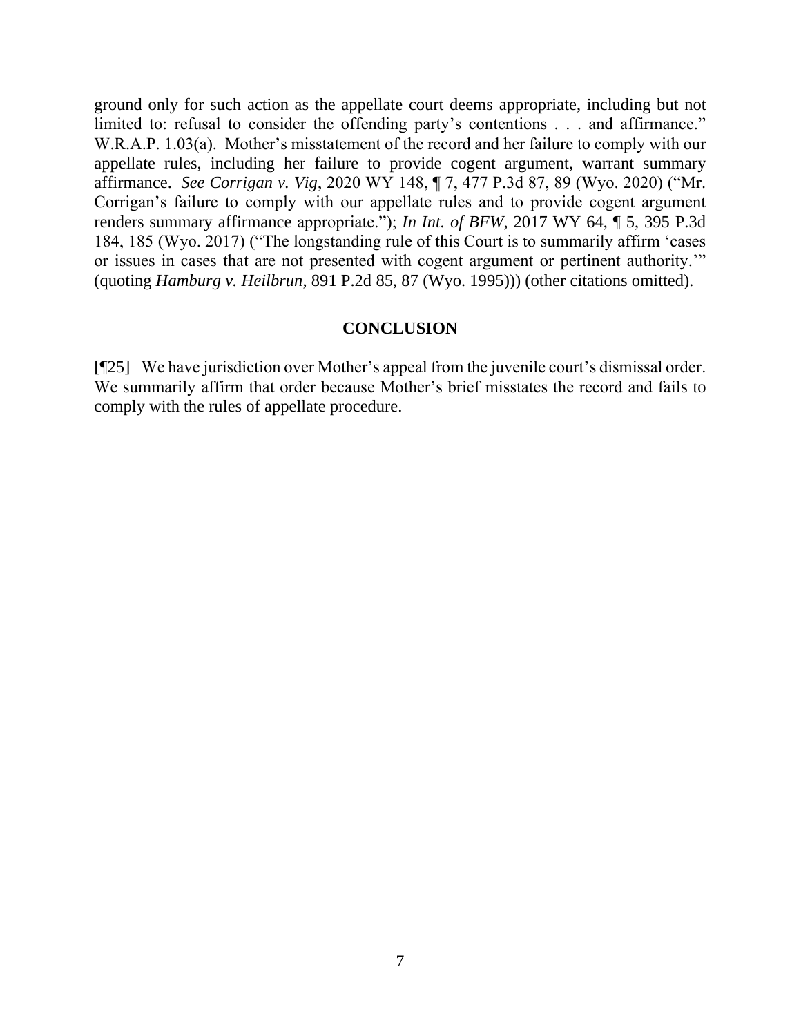ground only for such action as the appellate court deems appropriate, including but not limited to: refusal to consider the offending party's contentions . . . and affirmance." W.R.A.P. 1.03(a). Mother's misstatement of the record and her failure to comply with our appellate rules, including her failure to provide cogent argument, warrant summary affirmance. *See Corrigan v. Vig*, 2020 WY 148, ¶ 7, 477 P.3d 87, 89 (Wyo. 2020) ("Mr. Corrigan's failure to comply with our appellate rules and to provide cogent argument renders summary affirmance appropriate."); *In Int. of BFW*, 2017 WY 64, ¶ 5, 395 P.3d 184, 185 (Wyo. 2017) ("The longstanding rule of this Court is to summarily affirm 'cases or issues in cases that are not presented with cogent argument or pertinent authority.'" (quoting *Hamburg v. Heilbrun*, 891 P.2d 85, 87 (Wyo. 1995))) (other citations omitted).

## CONCLUSION

[¶25] We have jurisdiction over Mother's appeal from the juvenile court's dismissal order. We summarily affirm that order because Mother's brief misstates the record and fails to comply with the rules of appellate procedure.